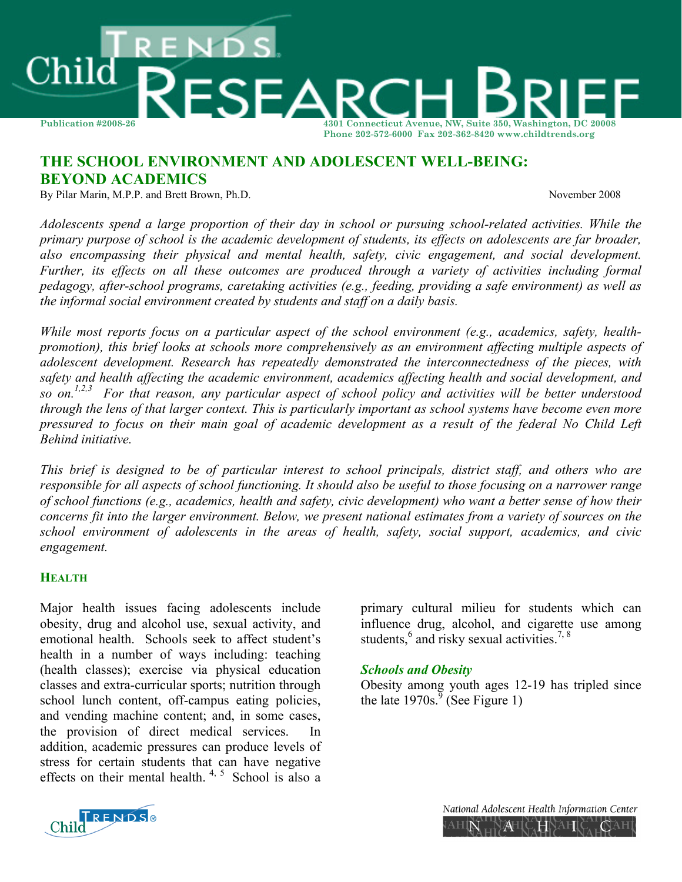Child TRENDS RESEARCH BRIEF

Publication #2008-26

4301 Connecticut Avenue, NW, Suite 350, Washington, DC 20008
Phone 202-572-6000 Fax 202-362-8420 www.childtrends.org

# THE SCHOOL ENVIRONMENT AND ADOLESCENT WELL-BEING: BEYOND ACADEMICS

By Pilar Marin, M.P.P. and Brett Brown, Ph.D.

November 2008

*Adolescents spend a large proportion of their day in school or pursuing school-related activities. While the primary purpose of school is the academic development of students, its effects on adolescents are far broader, also encompassing their physical and mental health, safety, civic engagement, and social development. Further, its effects on all these outcomes are produced through a variety of activities including formal pedagogy, after-school programs, caretaking activities (e.g., feeding, providing a safe environment) as well as the informal social environment created by students and staff on a daily basis.*

*While most reports focus on a particular aspect of the school environment (e.g., academics, safety, health-promotion), this brief looks at schools more comprehensively as an environment affecting multiple aspects of adolescent development. Research has repeatedly demonstrated the interconnectedness of the pieces, with safety and health affecting the academic environment, academics affecting health and social development, and so on.*[1,2,3] *For that reason, any particular aspect of school policy and activities will be better understood through the lens of that larger context. This is particularly important as school systems have become even more pressured to focus on their main goal of academic development as a result of the federal No Child Left Behind initiative.*

*This brief is designed to be of particular interest to school principals, district staff, and others who are responsible for all aspects of school functioning. It should also be useful to those focusing on a narrower range of school functions (e.g., academics, health and safety, civic development) who want a better sense of how their concerns fit into the larger environment. Below, we present national estimates from a variety of sources on the school environment of adolescents in the areas of health, safety, social support, academics, and civic engagement.*

## HEALTH

Major health issues facing adolescents include obesity, drug and alcohol use, sexual activity, and emotional health. Schools seek to affect student's health in a number of ways including: teaching (health classes); exercise via physical education classes and extra-curricular sports; nutrition through school lunch content, off-campus eating policies, and vending machine content; and, in some cases, the provision of direct medical services. In addition, academic pressures can produce levels of stress for certain students that can have negative effects on their mental health.[4, 5] School is also a primary cultural milieu for students which can influence drug, alcohol, and cigarette use among students,[6] and risky sexual activities.[7, 8]

### *Schools and Obesity*

Obesity among youth ages 12-19 has tripled since the late 1970s.[9] (See Figure 1)

Child TRENDS®

National Adolescent Health Information Center
NAHIC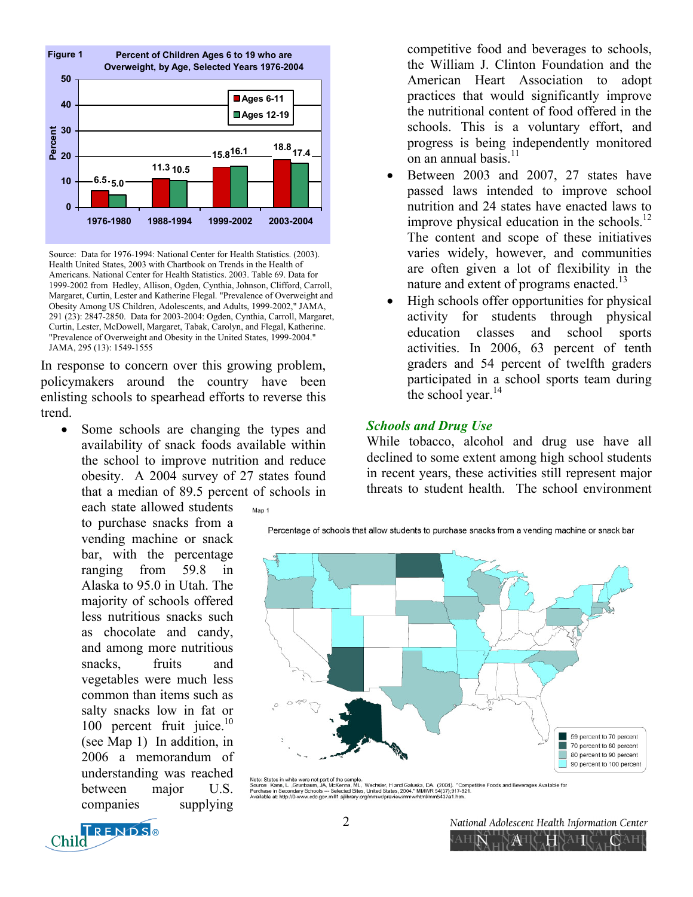**Figure 1** Percent of Children Ages 6 to 19 who are Overweight, by Age, Selected Years 1976-2004

| | Ages 6-11 | Ages 12-19 |
|---|---|---|
| 1976-1980 | 6.5 | 5.0 |
| 1988-1994 | 11.3 | 10.5 |
| 1999-2002 | 15.8 | 16.1 |
| 2003-2004 | 18.8 | 17.4 |

Source: Data for 1976-1994: National Center for Health Statistics. (2003). Health United States, 2003 with Chartbook on Trends in the Health of Americans. National Center for Health Statistics. 2003. Table 69. Data for 1999-2002 from Hedley, Allison, Ogden, Cynthia, Johnson, Clifford, Carroll, Margaret, Curtin, Lester and Katherine Flegal. "Prevalence of Overweight and Obesity Among US Children, Adolescents, and Adults, 1999-2002," JAMA, 291 (23): 2847-2850. Data for 2003-2004: Ogden, Cynthia, Carroll, Margaret, Curtin, Lester, McDowell, Margaret, Tabak, Carolyn, and Flegal, Katherine. "Prevalence of Overweight and Obesity in the United States, 1999-2004." JAMA, 295 (13): 1549-1555

In response to concern over this growing problem, policymakers around the country have been enlisting schools to spearhead efforts to reverse this trend.

- Some schools are changing the types and availability of snack foods available within the school to improve nutrition and reduce obesity. A 2004 survey of 27 states found that a median of 89.5 percent of schools in each state allowed students to purchase snacks from a vending machine or snack bar, with the percentage ranging from 59.8 in Alaska to 95.0 in Utah. The majority of schools offered less nutritious snacks such as chocolate and candy, and among more nutritious snacks, fruits and vegetables were much less common than items such as salty snacks low in fat or 100 percent fruit juice.[10] (see Map 1) In addition, in 2006 a memorandum of understanding was reached between major U.S. companies supplying competitive food and beverages to schools, the William J. Clinton Foundation and the American Heart Association to adopt practices that would significantly improve the nutritional content of food offered in the schools. This is a voluntary effort, and progress is being independently monitored on an annual basis.[11]
- Between 2003 and 2007, 27 states have passed laws intended to improve school nutrition and 24 states have enacted laws to improve physical education in the schools.[12] The content and scope of these initiatives varies widely, however, and communities are often given a lot of flexibility in the nature and extent of programs enacted.[13]
- High schools offer opportunities for physical activity for students through physical education classes and school sports activities. In 2006, 63 percent of tenth graders and 54 percent of twelfth graders participated in a school sports team during the school year.[14]

Map 1

Percentage of schools that allow students to purchase snacks from a vending machine or snack bar

Legend: 59 percent to 70 percent; 70 percent to 80 percent; 80 percent to 90 percent; 90 percent to 100 percent

Note: States in white were not part of the sample.
Source: Kann, L. Grunbaum, JA, McKenna, ML, Wechsler, H and Galuska, DA. (2004). "Competitive Foods and Beverages Available for Purchase in Secondary Schools --- Selected Sites, United States, 2004." MMWR 54(37);917-921.
Available at: http://0-www.cdc.gov.mill1.sjlibrary.org/mmwr/preview/mmwrhtml/mm5437a1.htm.

### *Schools and Drug Use*

While tobacco, alcohol and drug use have all declined to some extent among high school students in recent years, these activities still represent major threats to student health. The school environment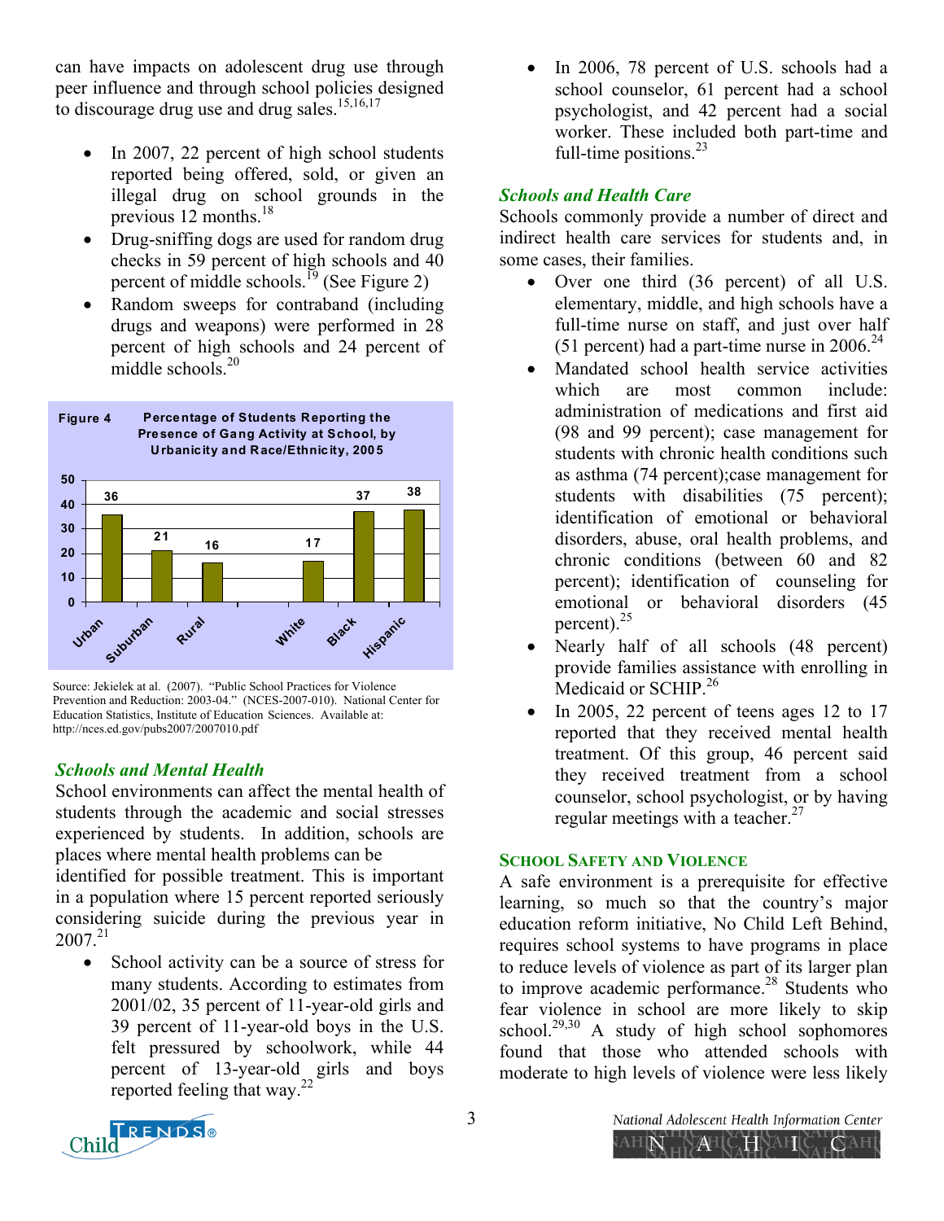can have impacts on adolescent drug use through peer influence and through school policies designed to discourage drug use and drug sales.[15,16,17]

- In 2007, 22 percent of high school students reported being offered, sold, or given an illegal drug on school grounds in the previous 12 months.[18]
- Drug-sniffing dogs are used for random drug checks in 59 percent of high schools and 40 percent of middle schools.[19] (See Figure 2)
- Random sweeps for contraband (including drugs and weapons) were performed in 28 percent of high schools and 24 percent of middle schools.[20]

**Figure 4** Percentage of Students Reporting the Presence of Gang Activity at School, by Urbanicity and Race/Ethnicity, 2005

| Category | Percent |
| --- | --- |
| Urban | 36 |
| Suburban | 21 |
| Rural | 16 |
| White | 17 |
| Black | 37 |
| Hispanic | 38 |

Source: Jekielek at al. (2007). "Public School Practices for Violence Prevention and Reduction: 2003-04." (NCES-2007-010). National Center for Education Statistics, Institute of Education Sciences. Available at: http://nces.ed.gov/pubs2007/2007010.pdf

### *Schools and Mental Health*

School environments can affect the mental health of students through the academic and social stresses experienced by students. In addition, schools are places where mental health problems can be identified for possible treatment. This is important in a population where 15 percent reported seriously considering suicide during the previous year in 2007.[21]

- School activity can be a source of stress for many students. According to estimates from 2001/02, 35 percent of 11-year-old girls and 39 percent of 11-year-old boys in the U.S. felt pressured by schoolwork, while 44 percent of 13-year-old girls and boys reported feeling that way.[22]
- In 2006, 78 percent of U.S. schools had a school counselor, 61 percent had a school psychologist, and 42 percent had a social worker. These included both part-time and full-time positions.[23]

### *Schools and Health Care*

Schools commonly provide a number of direct and indirect health care services for students and, in some cases, their families.

- Over one third (36 percent) of all U.S. elementary, middle, and high schools have a full-time nurse on staff, and just over half (51 percent) had a part-time nurse in 2006.[24]
- Mandated school health service activities which are most common include: administration of medications and first aid (98 and 99 percent); case management for students with chronic health conditions such as asthma (74 percent);case management for students with disabilities (75 percent); identification of emotional or behavioral disorders, abuse, oral health problems, and chronic conditions (between 60 and 82 percent); identification of counseling for emotional or behavioral disorders (45 percent).[25]
- Nearly half of all schools (48 percent) provide families assistance with enrolling in Medicaid or SCHIP.[26]
- In 2005, 22 percent of teens ages 12 to 17 reported that they received mental health treatment. Of this group, 46 percent said they received treatment from a school counselor, school psychologist, or by having regular meetings with a teacher.[27]

## School Safety and Violence

A safe environment is a prerequisite for effective learning, so much so that the country's major education reform initiative, No Child Left Behind, requires school systems to have programs in place to reduce levels of violence as part of its larger plan to improve academic performance.[28] Students who fear violence in school are more likely to skip school.[29,30] A study of high school sophomores found that those who attended schools with moderate to high levels of violence were less likely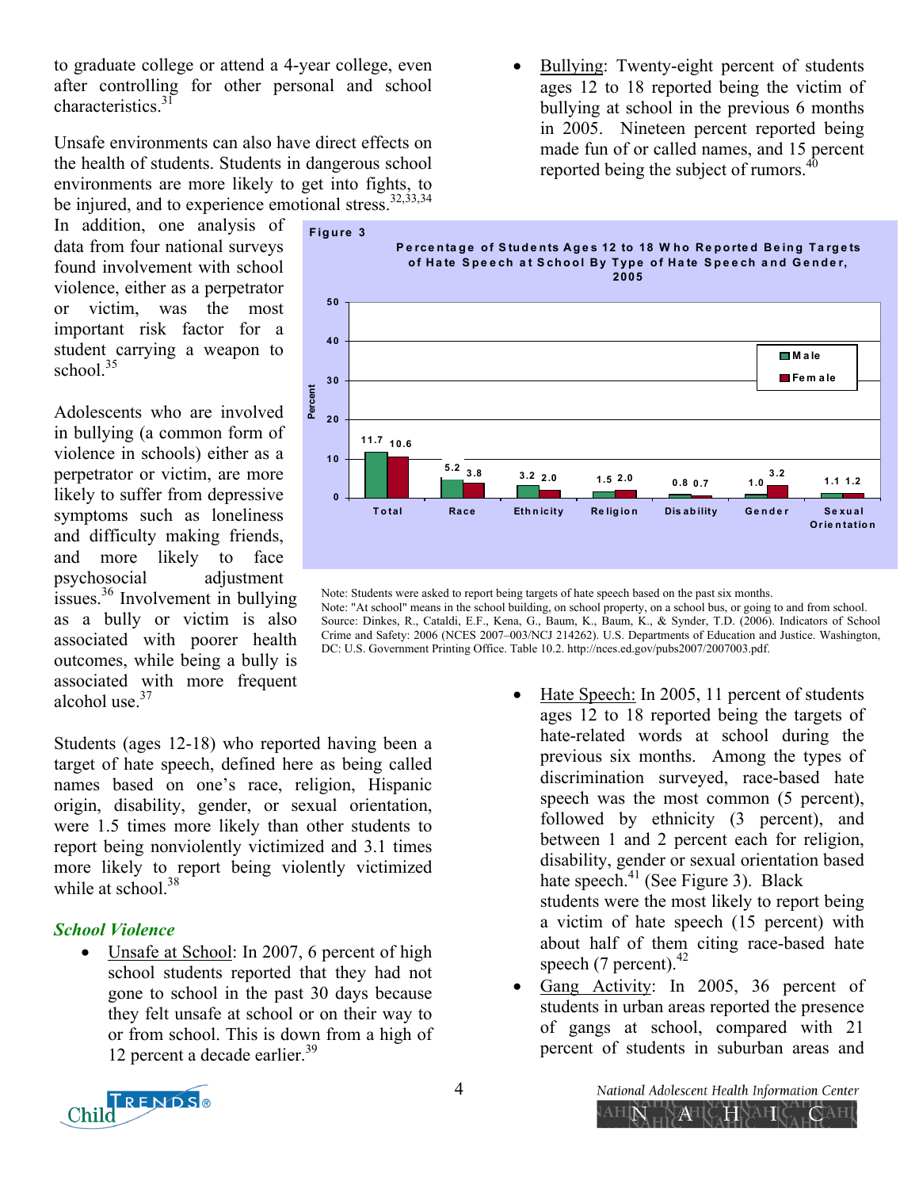to graduate college or attend a 4-year college, even after controlling for other personal and school characteristics.[31]

Unsafe environments can also have direct effects on the health of students. Students in dangerous school environments are more likely to get into fights, to be injured, and to experience emotional stress.[32,33,34] In addition, one analysis of data from four national surveys found involvement with school violence, either as a perpetrator or victim, was the most important risk factor for a student carrying a weapon to school.[35]

Adolescents who are involved in bullying (a common form of violence in schools) either as a perpetrator or victim, are more likely to suffer from depressive symptoms such as loneliness and difficulty making friends, and more likely to face psychosocial adjustment issues.[36] Involvement in bullying as a bully or victim is also associated with poorer health outcomes, while being a bully is associated with more frequent alcohol use.[37]

Students (ages 12-18) who reported having been a target of hate speech, defined here as being called names based on one's race, religion, Hispanic origin, disability, gender, or sexual orientation, were 1.5 times more likely than other students to report being nonviolently victimized and 3.1 times more likely to report being violently victimized while at school.[38]

### *School Violence*

- Unsafe at School: In 2007, 6 percent of high school students reported that they had not gone to school in the past 30 days because they felt unsafe at school or on their way to or from school. This is down from a high of 12 percent a decade earlier.[39]
- Bullying: Twenty-eight percent of students ages 12 to 18 reported being the victim of bullying at school in the previous 6 months in 2005. Nineteen percent reported being made fun of or called names, and 15 percent reported being the subject of rumors.[40]

**Figure 3**

**Percentage of Students Ages 12 to 18 Who Reported Being Targets of Hate Speech at School By Type of Hate Speech and Gender, 2005**

| Type | Male | Female |
|---|---|---|
| Total | 11.7 | 10.6 |
| Race | 5.2 | 3.8 |
| Ethnicity | 3.2 | 2.0 |
| Religion | 1.5 | 2.0 |
| Disability | 0.8 | 0.7 |
| Gender | 1.0 | 3.2 |
| Sexual Orientation | 1.1 | 1.2 |

Note: Students were asked to report being targets of hate speech based on the past six months.
Note: "At school" means in the school building, on school property, on a school bus, or going to and from school.
Source: Dinkes, R., Cataldi, E.F., Kena, G., Baum, K., Baum, K., & Synder, T.D. (2006). Indicators of School Crime and Safety: 2006 (NCES 2007–003/NCJ 214262). U.S. Departments of Education and Justice. Washington, DC: U.S. Government Printing Office. Table 10.2. http://nces.ed.gov/pubs2007/2007003.pdf.

- Hate Speech: In 2005, 11 percent of students ages 12 to 18 reported being the targets of hate-related words at school during the previous six months. Among the types of discrimination surveyed, race-based hate speech was the most common (5 percent), followed by ethnicity (3 percent), and between 1 and 2 percent each for religion, disability, gender or sexual orientation based hate speech.[41] (See Figure 3). Black students were the most likely to report being a victim of hate speech (15 percent) with about half of them citing race-based hate speech (7 percent).[42]
- Gang Activity: In 2005, 36 percent of students in urban areas reported the presence of gangs at school, compared with 21 percent of students in suburban areas and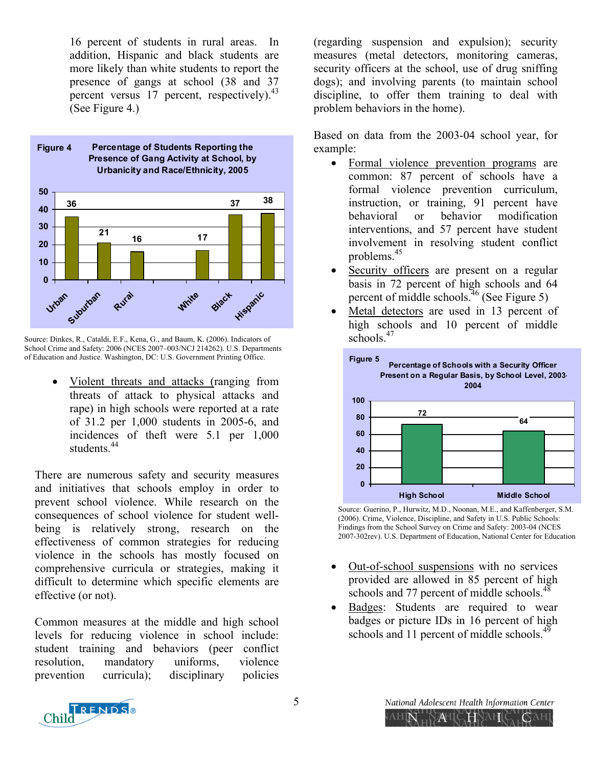16 percent of students in rural areas. In addition, Hispanic and black students are more likely than white students to report the presence of gangs at school (38 and 37 percent versus 17 percent, respectively).[43] (See Figure 4.)

**Figure 4 Percentage of Students Reporting the Presence of Gang Activity at School, by Urbanicity and Race/Ethnicity, 2005**

| Group | Percent |
|---|---|
| Urban | 36 |
| Suburban | 21 |
| Rural | 16 |
| White | 17 |
| Black | 37 |
| Hispanic | 38 |

Source: Dinkes, R., Cataldi, E.F., Kena, G., and Baum, K. (2006). Indicators of School Crime and Safety: 2006 (NCES 2007–003/NCJ 214262). U.S. Departments of Education and Justice. Washington, DC: U.S. Government Printing Office.

- Violent threats and attacks (ranging from threats of attack to physical attacks and rape) in high schools were reported at a rate of 31.2 per 1,000 students in 2005-6, and incidences of theft were 5.1 per 1,000 students.[44]

There are numerous safety and security measures and initiatives that schools employ in order to prevent school violence. While research on the consequences of school violence for student well-being is relatively strong, research on the effectiveness of common strategies for reducing violence in the schools has mostly focused on comprehensive curricula or strategies, making it difficult to determine which specific elements are effective (or not).

Common measures at the middle and high school levels for reducing violence in school include: student training and behaviors (peer conflict resolution, mandatory uniforms, violence prevention curricula); disciplinary policies (regarding suspension and expulsion); security measures (metal detectors, monitoring cameras, security officers at the school, use of drug sniffing dogs); and involving parents (to maintain school discipline, to offer them training to deal with problem behaviors in the home).

Based on data from the 2003-04 school year, for example:

- Formal violence prevention programs are common: 87 percent of schools have a formal violence prevention curriculum, instruction, or training, 91 percent have behavioral or behavior modification interventions, and 57 percent have student involvement in resolving student conflict problems.[45]
- Security officers are present on a regular basis in 72 percent of high schools and 64 percent of middle schools.[46] (See Figure 5)
- Metal detectors are used in 13 percent of high schools and 10 percent of middle schools.[47]

**Figure 5 Percentage of Schools with a Security Officer Present on a Regular Basis, by School Level, 2003-2004**

| School Level | Percent |
|---|---|
| High School | 72 |
| Middle School | 64 |

Source: Guerino, P., Hurwitz, M.D., Noonan, M.E., and Kaffenberger, S.M. (2006). Crime, Violence, Discipline, and Safety in U.S. Public Schools: Findings from the School Survey on Crime and Safety: 2003-04 (NCES 2007-302rev). U.S. Department of Education, National Center for Education

- Out-of-school suspensions with no services provided are allowed in 85 percent of high schools and 77 percent of middle schools.[48]
- Badges: Students are required to wear badges or picture IDs in 16 percent of high schools and 11 percent of middle schools.[49]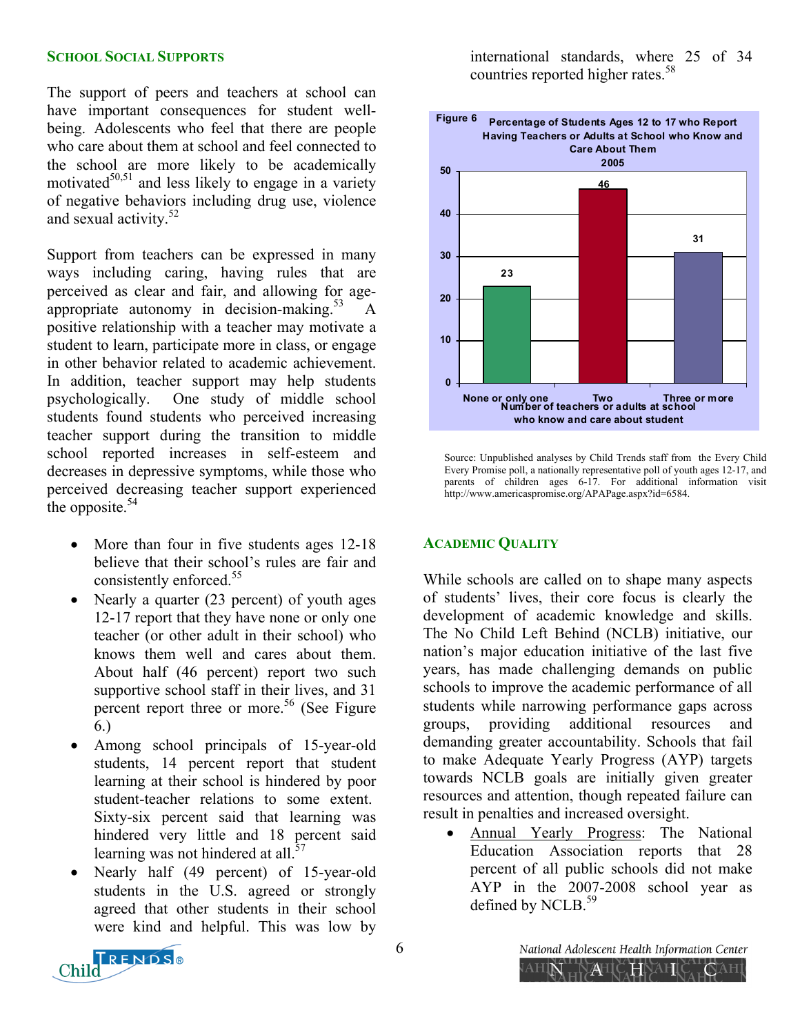### School Social Supports

The support of peers and teachers at school can have important consequences for student well-being. Adolescents who feel that there are people who care about them at school and feel connected to the school are more likely to be academically motivated[50,51] and less likely to engage in a variety of negative behaviors including drug use, violence and sexual activity.[52]

Support from teachers can be expressed in many ways including caring, having rules that are perceived as clear and fair, and allowing for age-appropriate autonomy in decision-making.[53] A positive relationship with a teacher may motivate a student to learn, participate more in class, or engage in other behavior related to academic achievement. In addition, teacher support may help students psychologically. One study of middle school students found students who perceived increasing teacher support during the transition to middle school reported increases in self-esteem and decreases in depressive symptoms, while those who perceived decreasing teacher support experienced the opposite.[54]

- More than four in five students ages 12-18 believe that their school's rules are fair and consistently enforced.[55]
- Nearly a quarter (23 percent) of youth ages 12-17 report that they have none or only one teacher (or other adult in their school) who knows them well and cares about them. About half (46 percent) report two such supportive school staff in their lives, and 31 percent report three or more.[56] (See Figure 6.)
- Among school principals of 15-year-old students, 14 percent report that student learning at their school is hindered by poor student-teacher relations to some extent. Sixty-six percent said that learning was hindered very little and 18 percent said learning was not hindered at all.[57]
- Nearly half (49 percent) of 15-year-old students in the U.S. agreed or strongly agreed that other students in their school were kind and helpful. This was low by international standards, where 25 of 34 countries reported higher rates.[58]

**Figure 6** Percentage of Students Ages 12 to 17 who Report Having Teachers or Adults at School who Know and Care About Them, 2005

| Number of teachers or adults at school who know and care about student | Percent |
|---|---|
| None or only one | 23 |
| Two | 46 |
| Three or more | 31 |

Source: Unpublished analyses by Child Trends staff from the Every Child Every Promise poll, a nationally representative poll of youth ages 12-17, and parents of children ages 6-17. For additional information visit http://www.americaspromise.org/APAPage.aspx?id=6584.

### Academic Quality

While schools are called on to shape many aspects of students' lives, their core focus is clearly the development of academic knowledge and skills. The No Child Left Behind (NCLB) initiative, our nation's major education initiative of the last five years, has made challenging demands on public schools to improve the academic performance of all students while narrowing performance gaps across groups, providing additional resources and demanding greater accountability. Schools that fail to make Adequate Yearly Progress (AYP) targets towards NCLB goals are initially given greater resources and attention, though repeated failure can result in penalties and increased oversight.

- <u>Annual Yearly Progress</u>: The National Education Association reports that 28 percent of all public schools did not make AYP in the 2007-2008 school year as defined by NCLB.[59]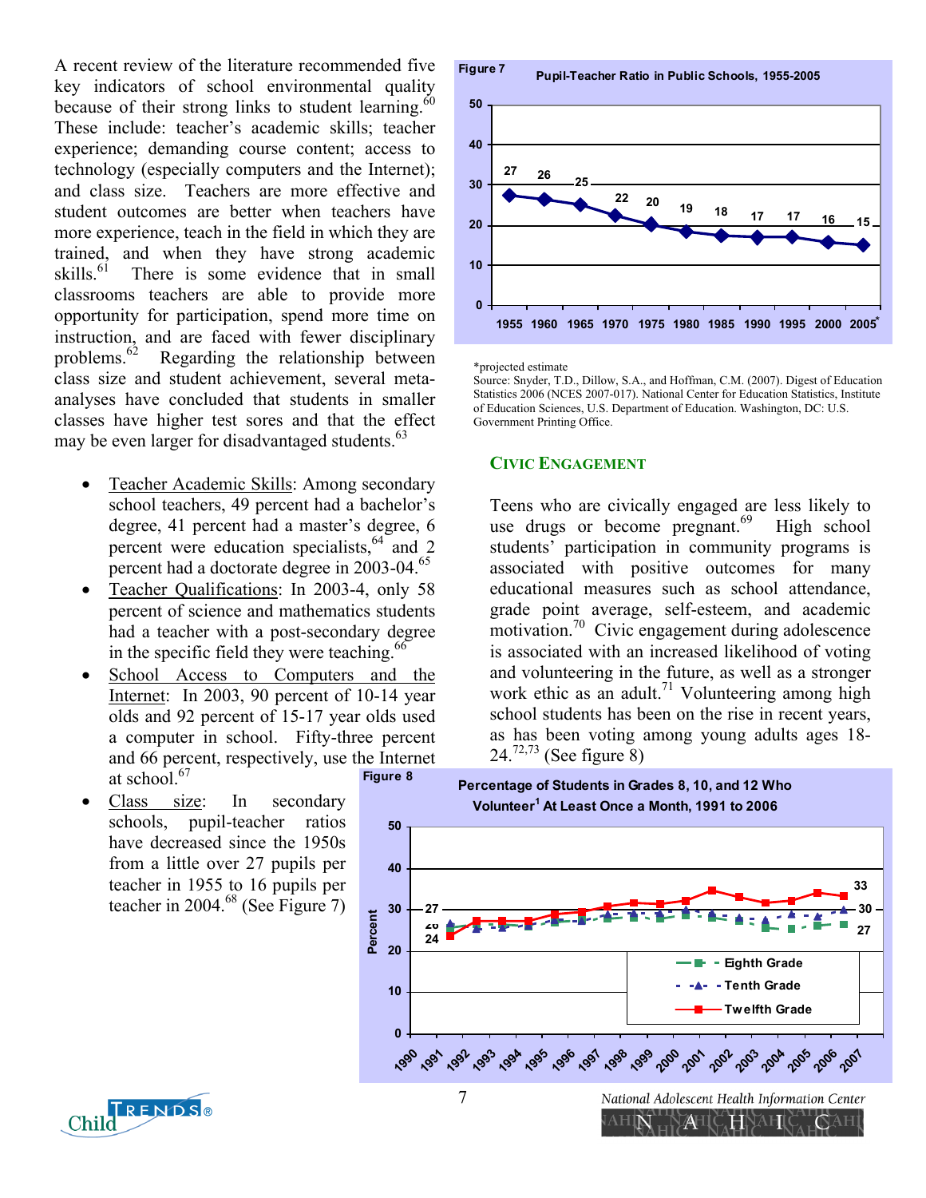A recent review of the literature recommended five key indicators of school environmental quality because of their strong links to student learning.[60] These include: teacher's academic skills; teacher experience; demanding course content; access to technology (especially computers and the Internet); and class size. Teachers are more effective and student outcomes are better when teachers have more experience, teach in the field in which they are trained, and when they have strong academic skills.[61] There is some evidence that in small classrooms teachers are able to provide more opportunity for participation, spend more time on instruction, and are faced with fewer disciplinary problems.[62] Regarding the relationship between class size and student achievement, several meta-analyses have concluded that students in smaller classes have higher test sores and that the effect may be even larger for disadvantaged students.[63]

- Teacher Academic Skills: Among secondary school teachers, 49 percent had a bachelor's degree, 41 percent had a master's degree, 6 percent were education specialists,[64] and 2 percent had a doctorate degree in 2003-04.[65]
- Teacher Qualifications: In 2003-4, only 58 percent of science and mathematics students had a teacher with a post-secondary degree in the specific field they were teaching.[66]
- School Access to Computers and the Internet: In 2003, 90 percent of 10-14 year olds and 92 percent of 15-17 year olds used a computer in school. Fifty-three percent and 66 percent, respectively, use the Internet at school.[67]
- Class size: In secondary schools, pupil-teacher ratios have decreased since the 1950s from a little over 27 pupils per teacher in 1955 to 16 pupils per teacher in 2004.[68] (See Figure 7)

**Figure 7** Pupil-Teacher Ratio in Public Schools, 1955-2005

| Year | 1955 | 1960 | 1965 | 1970 | 1975 | 1980 | 1985 | 1990 | 1995 | 2000 | 2005* |
|---|---|---|---|---|---|---|---|---|---|---|---|
| Pupil-Teacher Ratio | 27 | 26 | 25 | 22 | 20 | 19 | 18 | 17 | 17 | 16 | 15 |

*projected estimate

Source: Snyder, T.D., Dillow, S.A., and Hoffman, C.M. (2007). Digest of Education Statistics 2006 (NCES 2007-017). National Center for Education Statistics, Institute of Education Sciences, U.S. Department of Education. Washington, DC: U.S. Government Printing Office.

## Civic Engagement

Teens who are civically engaged are less likely to use drugs or become pregnant.[69] High school students' participation in community programs is associated with positive outcomes for many educational measures such as school attendance, grade point average, self-esteem, and academic motivation.[70] Civic engagement during adolescence is associated with an increased likelihood of voting and volunteering in the future, as well as a stronger work ethic as an adult.[71] Volunteering among high school students has been on the rise in recent years, as has been voting among young adults ages 18-24.[72,73] (See figure 8)

**Figure 8** Percentage of Students in Grades 8, 10, and 12 Who Volunteer[1] At Least Once a Month, 1991 to 2006

| Grade | 1991 | 2006 |
|---|---|---|
| Eighth Grade | 24 | 27 |
| Tenth Grade | 26 | 30 |
| Twelfth Grade | 27 | 33 |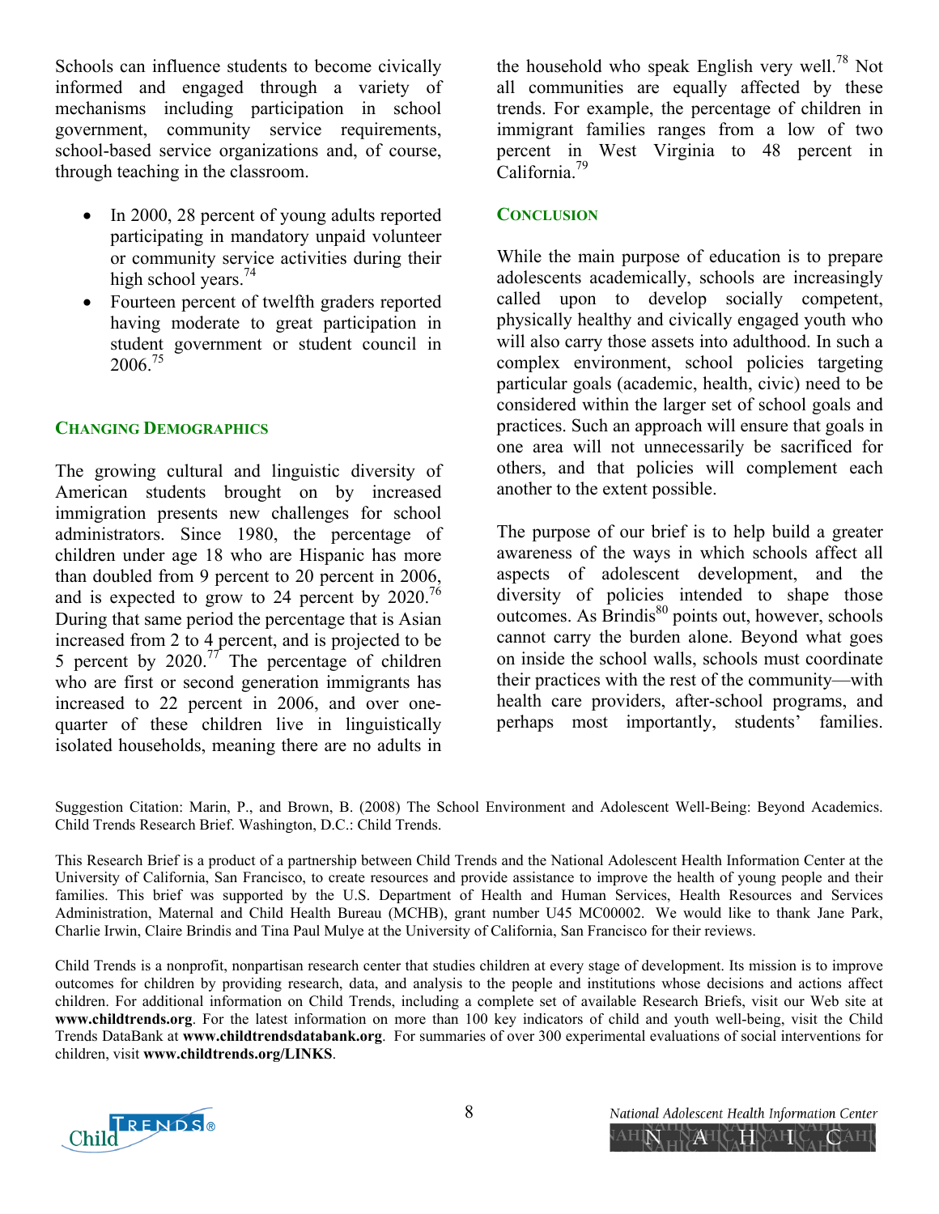Schools can influence students to become civically informed and engaged through a variety of mechanisms including participation in school government, community service requirements, school-based service organizations and, of course, through teaching in the classroom.

- In 2000, 28 percent of young adults reported participating in mandatory unpaid volunteer or community service activities during their high school years.[74]
- Fourteen percent of twelfth graders reported having moderate to great participation in student government or student council in 2006.[75]

## CHANGING DEMOGRAPHICS

The growing cultural and linguistic diversity of American students brought on by increased immigration presents new challenges for school administrators. Since 1980, the percentage of children under age 18 who are Hispanic has more than doubled from 9 percent to 20 percent in 2006, and is expected to grow to 24 percent by 2020.[76] During that same period the percentage that is Asian increased from 2 to 4 percent, and is projected to be 5 percent by 2020.[77] The percentage of children who are first or second generation immigrants has increased to 22 percent in 2006, and over one-quarter of these children live in linguistically isolated households, meaning there are no adults in the household who speak English very well.[78] Not all communities are equally affected by these trends. For example, the percentage of children in immigrant families ranges from a low of two percent in West Virginia to 48 percent in California.[79]

## CONCLUSION

While the main purpose of education is to prepare adolescents academically, schools are increasingly called upon to develop socially competent, physically healthy and civically engaged youth who will also carry those assets into adulthood. In such a complex environment, school policies targeting particular goals (academic, health, civic) need to be considered within the larger set of school goals and practices. Such an approach will ensure that goals in one area will not unnecessarily be sacrificed for others, and that policies will complement each another to the extent possible.

The purpose of our brief is to help build a greater awareness of the ways in which schools affect all aspects of adolescent development, and the diversity of policies intended to shape those outcomes. As Brindis[80] points out, however, schools cannot carry the burden alone. Beyond what goes on inside the school walls, schools must coordinate their practices with the rest of the community—with health care providers, after-school programs, and perhaps most importantly, students' families.

Suggestion Citation: Marin, P., and Brown, B. (2008) The School Environment and Adolescent Well-Being: Beyond Academics. Child Trends Research Brief. Washington, D.C.: Child Trends.

This Research Brief is a product of a partnership between Child Trends and the National Adolescent Health Information Center at the University of California, San Francisco, to create resources and provide assistance to improve the health of young people and their families. This brief was supported by the U.S. Department of Health and Human Services, Health Resources and Services Administration, Maternal and Child Health Bureau (MCHB), grant number U45 MC00002. We would like to thank Jane Park, Charlie Irwin, Claire Brindis and Tina Paul Mulye at the University of California, San Francisco for their reviews.

Child Trends is a nonprofit, nonpartisan research center that studies children at every stage of development. Its mission is to improve outcomes for children by providing research, data, and analysis to the people and institutions whose decisions and actions affect children. For additional information on Child Trends, including a complete set of available Research Briefs, visit our Web site at **www.childtrends.org**. For the latest information on more than 100 key indicators of child and youth well-being, visit the Child Trends DataBank at **www.childtrendsdatabank.org**. For summaries of over 300 experimental evaluations of social interventions for children, visit **www.childtrends.org/LINKS**.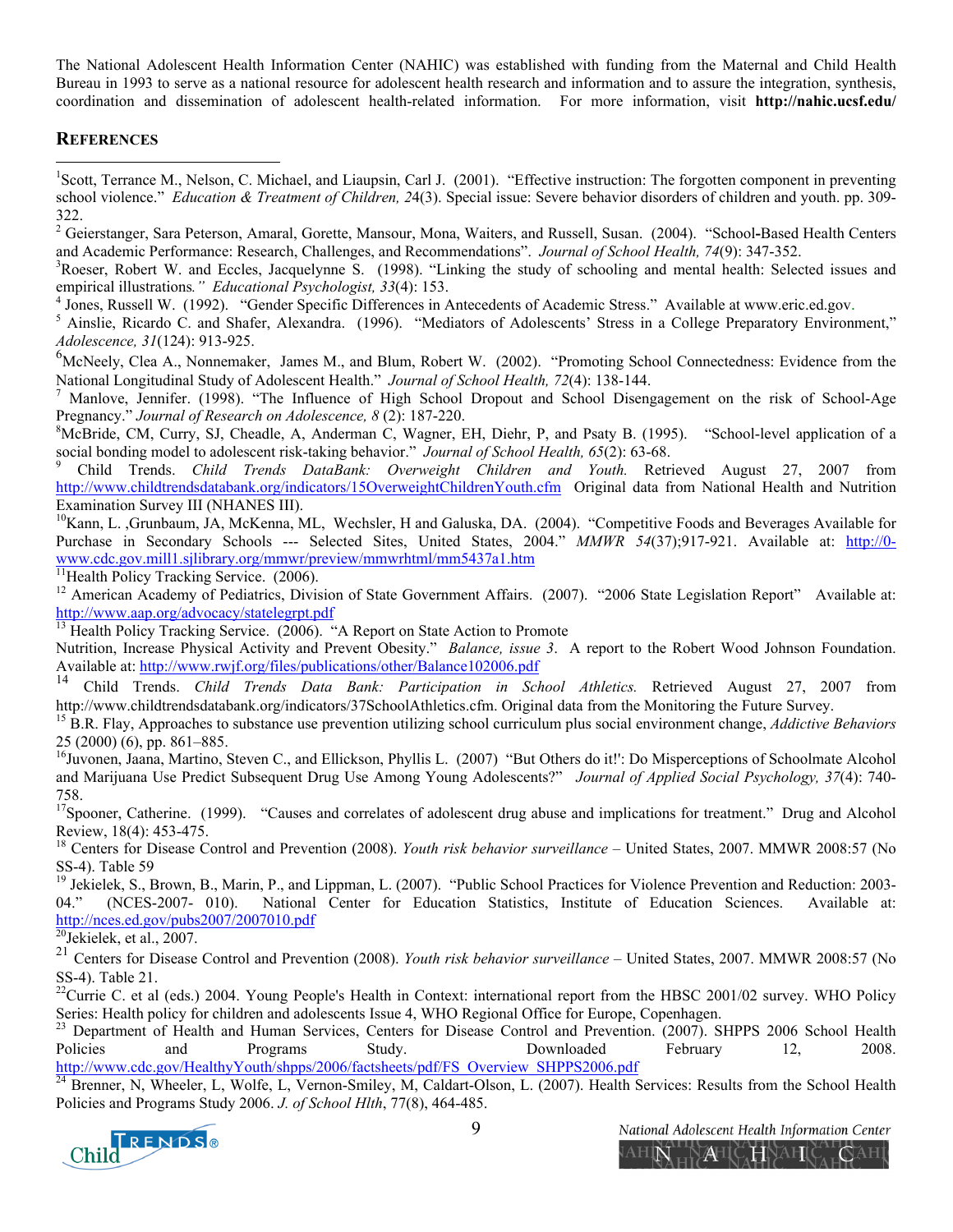The National Adolescent Health Information Center (NAHIC) was established with funding from the Maternal and Child Health Bureau in 1993 to serve as a national resource for adolescent health research and information and to assure the integration, synthesis, coordination and dissemination of adolescent health-related information. For more information, visit **http://nahic.ucsf.edu/**

## REFERENCES

[1]Scott, Terrance M., Nelson, C. Michael, and Liaupsin, Carl J. (2001). "Effective instruction: The forgotten component in preventing school violence." *Education & Treatment of Children, 2*4(3). Special issue: Severe behavior disorders of children and youth. pp. 309-322.

[2] Geierstanger, Sara Peterson, Amaral, Gorette, Mansour, Mona, Waiters, and Russell, Susan. (2004). "School-Based Health Centers and Academic Performance: Research, Challenges, and Recommendations". *Journal of School Health, 74*(9): 347-352.

[3]Roeser, Robert W. and Eccles, Jacquelynne S. (1998). "Linking the study of schooling and mental health: Selected issues and empirical illustrations*." Educational Psychologist, 33*(4): 153.

[4] Jones, Russell W. (1992). "Gender Specific Differences in Antecedents of Academic Stress." Available at www.eric.ed.gov.

[5] Ainslie, Ricardo C. and Shafer, Alexandra. (1996). "Mediators of Adolescents' Stress in a College Preparatory Environment," *Adolescence, 31*(124): 913-925.

[6]McNeely, Clea A., Nonnemaker, James M., and Blum, Robert W. (2002). "Promoting School Connectedness: Evidence from the National Longitudinal Study of Adolescent Health." *Journal of School Health, 72*(4): 138-144.

[7] Manlove, Jennifer. (1998). "The Influence of High School Dropout and School Disengagement on the risk of School-Age Pregnancy." *Journal of Research on Adolescence, 8* (2): 187-220.

[8]McBride, CM, Curry, SJ, Cheadle, A, Anderman C, Wagner, EH, Diehr, P, and Psaty B. (1995). "School-level application of a social bonding model to adolescent risk-taking behavior." *Journal of School Health, 65*(2): 63-68.

[9] Child Trends. *Child Trends DataBank: Overweight Children and Youth.* Retrieved August 27, 2007 from http://www.childtrendsdatabank.org/indicators/15OverweightChildrenYouth.cfm Original data from National Health and Nutrition Examination Survey III (NHANES III).

[10]Kann, L. ,Grunbaum, JA, McKenna, ML, Wechsler, H and Galuska, DA. (2004). "Competitive Foods and Beverages Available for Purchase in Secondary Schools --- Selected Sites, United States, 2004." *MMWR 54*(37);917-921. Available at: http://0-www.cdc.gov.mill1.sjlibrary.org/mmwr/preview/mmwrhtml/mm5437a1.htm

[11]Health Policy Tracking Service. (2006).

[12] American Academy of Pediatrics, Division of State Government Affairs. (2007). "2006 State Legislation Report" Available at: http://www.aap.org/advocacy/statelegrpt.pdf

[13] Health Policy Tracking Service. (2006). "A Report on State Action to Promote Nutrition, Increase Physical Activity and Prevent Obesity." *Balance, issue 3*. A report to the Robert Wood Johnson Foundation. Available at: http://www.rwjf.org/files/publications/other/Balance102006.pdf

[14] Child Trends. *Child Trends Data Bank: Participation in School Athletics.* Retrieved August 27, 2007 from http://www.childtrendsdatabank.org/indicators/37SchoolAthletics.cfm. Original data from the Monitoring the Future Survey.

[15] B.R. Flay, Approaches to substance use prevention utilizing school curriculum plus social environment change, *Addictive Behaviors* 25 (2000) (6), pp. 861–885.

[16]Juvonen, Jaana, Martino, Steven C., and Ellickson, Phyllis L. (2007) "But Others do it!': Do Misperceptions of Schoolmate Alcohol and Marijuana Use Predict Subsequent Drug Use Among Young Adolescents?" *Journal of Applied Social Psychology, 37*(4): 740-758.

[17]Spooner, Catherine. (1999). "Causes and correlates of adolescent drug abuse and implications for treatment." Drug and Alcohol Review, 18(4): 453-475.

[18] Centers for Disease Control and Prevention (2008). *Youth risk behavior surveillance* – United States, 2007. MMWR 2008:57 (No SS-4). Table 59

[19] Jekielek, S., Brown, B., Marin, P., and Lippman, L. (2007). "Public School Practices for Violence Prevention and Reduction: 2003-04." (NCES-2007- 010). National Center for Education Statistics, Institute of Education Sciences. Available at: http://nces.ed.gov/pubs2007/2007010.pdf

[20]Jekielek, et al., 2007.

[21] Centers for Disease Control and Prevention (2008). *Youth risk behavior surveillance* – United States, 2007. MMWR 2008:57 (No SS-4). Table 21.

[22]Currie C. et al (eds.) 2004. Young People's Health in Context: international report from the HBSC 2001/02 survey. WHO Policy Series: Health policy for children and adolescents Issue 4, WHO Regional Office for Europe, Copenhagen.

[23] Department of Health and Human Services, Centers for Disease Control and Prevention. (2007). SHPPS 2006 School Health Policies and Programs Study. Downloaded February 12, 2008. http://www.cdc.gov/HealthyYouth/shpps/2006/factsheets/pdf/FS_Overview_SHPPS2006.pdf

[24] Brenner, N, Wheeler, L, Wolfe, L, Vernon-Smiley, M, Caldart-Olson, L. (2007). Health Services: Results from the School Health Policies and Programs Study 2006. *J. of School Hlth*, 77(8), 464-485.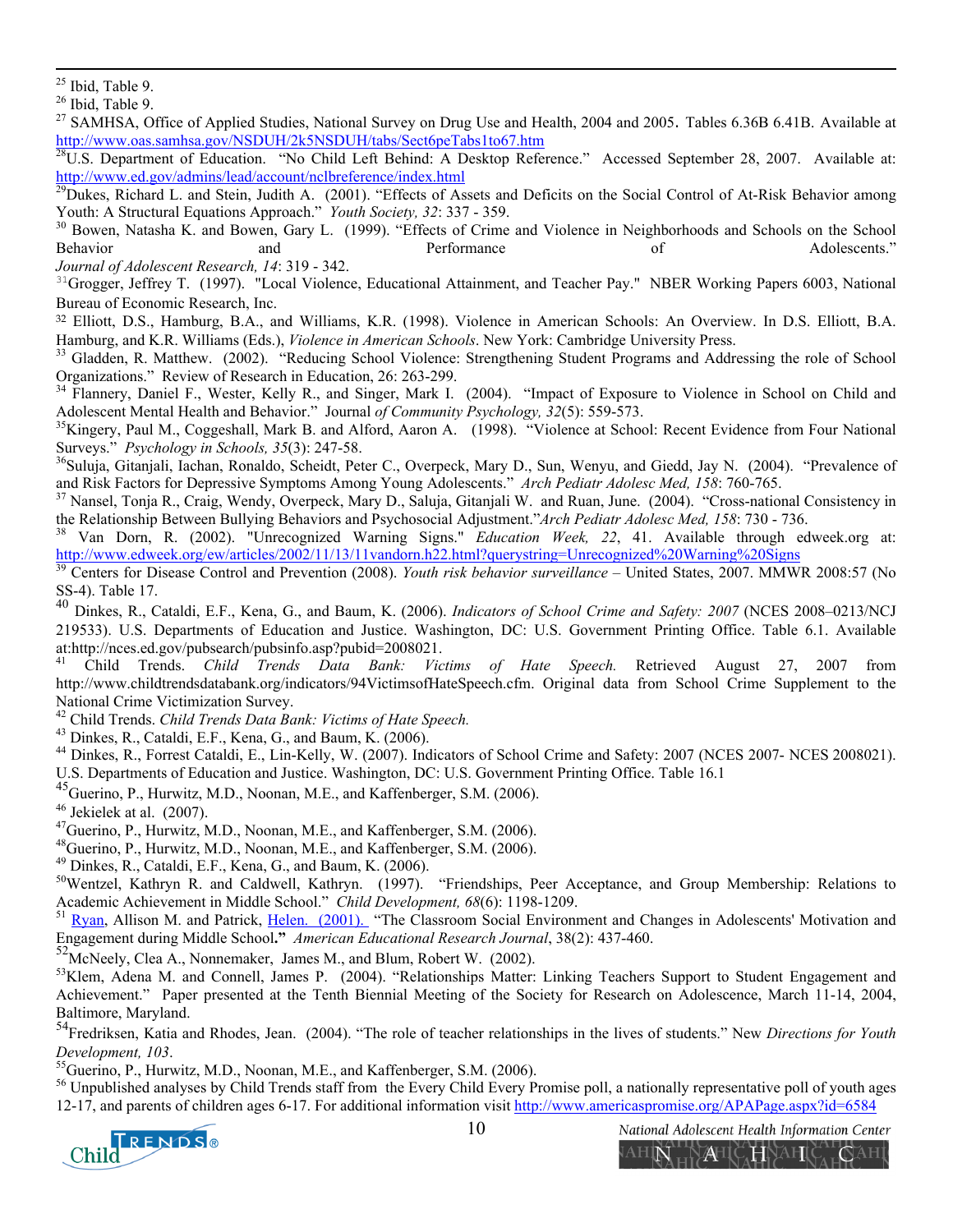[25] Ibid, Table 9.

[26] Ibid, Table 9.

[27] SAMHSA, Office of Applied Studies, National Survey on Drug Use and Health, 2004 and 2005. Tables 6.36B 6.41B. Available at http://www.oas.samhsa.gov/NSDUH/2k5NSDUH/tabs/Sect6peTabs1to67.htm

[28] U.S. Department of Education. "No Child Left Behind: A Desktop Reference." Accessed September 28, 2007. Available at: http://www.ed.gov/admins/lead/account/nclbreference/index.html

[29] Dukes, Richard L. and Stein, Judith A. (2001). "Effects of Assets and Deficits on the Social Control of At-Risk Behavior among Youth: A Structural Equations Approach." *Youth Society, 32*: 337 - 359.

[30] Bowen, Natasha K. and Bowen, Gary L. (1999). "Effects of Crime and Violence in Neighborhoods and Schools on the School Behavior and Performance of Adolescents." *Journal of Adolescent Research, 14*: 319 - 342.

[31] Grogger, Jeffrey T. (1997). "Local Violence, Educational Attainment, and Teacher Pay." NBER Working Papers 6003, National Bureau of Economic Research, Inc.

[32] Elliott, D.S., Hamburg, B.A., and Williams, K.R. (1998). Violence in American Schools: An Overview. In D.S. Elliott, B.A. Hamburg, and K.R. Williams (Eds.), *Violence in American Schools*. New York: Cambridge University Press.

[33] Gladden, R. Matthew. (2002). "Reducing School Violence: Strengthening Student Programs and Addressing the role of School Organizations." Review of Research in Education, 26: 263-299.

[34] Flannery, Daniel F., Wester, Kelly R., and Singer, Mark I. (2004). "Impact of Exposure to Violence in School on Child and Adolescent Mental Health and Behavior." Journal *of Community Psychology, 32*(5): 559-573.

[35] Kingery, Paul M., Coggeshall, Mark B. and Alford, Aaron A. (1998). "Violence at School: Recent Evidence from Four National Surveys." *Psychology in Schools, 35*(3): 247-58.

[36] Suluja, Gitanjali, Iachan, Ronaldo, Scheidt, Peter C., Overpeck, Mary D., Sun, Wenyu, and Giedd, Jay N. (2004). "Prevalence of and Risk Factors for Depressive Symptoms Among Young Adolescents." *Arch Pediatr Adolesc Med, 158*: 760-765.

[37] Nansel, Tonja R., Craig, Wendy, Overpeck, Mary D., Saluja, Gitanjali W. and Ruan, June. (2004). "Cross-national Consistency in the Relationship Between Bullying Behaviors and Psychosocial Adjustment."*Arch Pediatr Adolesc Med, 158*: 730 - 736.

[38] Van Dorn, R. (2002). "Unrecognized Warning Signs." *Education Week, 22*, 41. Available through edweek.org at: http://www.edweek.org/ew/articles/2002/11/13/11vandorn.h22.html?querystring=Unrecognized%20Warning%20Signs

[39] Centers for Disease Control and Prevention (2008). *Youth risk behavior surveillance* – United States, 2007. MMWR 2008:57 (No SS-4). Table 17.

[40] Dinkes, R., Cataldi, E.F., Kena, G., and Baum, K. (2006). *Indicators of School Crime and Safety: 2007* (NCES 2008–0213/NCJ 219533). U.S. Departments of Education and Justice. Washington, DC: U.S. Government Printing Office. Table 6.1. Available at:http://nces.ed.gov/pubsearch/pubsinfo.asp?pubid=2008021.

[41] Child Trends. *Child Trends Data Bank: Victims of Hate Speech.* Retrieved August 27, 2007 from http://www.childtrendsdatabank.org/indicators/94VictimsofHateSpeech.cfm. Original data from School Crime Supplement to the National Crime Victimization Survey.

[42] Child Trends. *Child Trends Data Bank: Victims of Hate Speech.*

[43] Dinkes, R., Cataldi, E.F., Kena, G., and Baum, K. (2006).

[44] Dinkes, R., Forrest Cataldi, E., Lin-Kelly, W. (2007). Indicators of School Crime and Safety: 2007 (NCES 2007- NCES 2008021). U.S. Departments of Education and Justice. Washington, DC: U.S. Government Printing Office. Table 16.1

[45] Guerino, P., Hurwitz, M.D., Noonan, M.E., and Kaffenberger, S.M. (2006).

[46] Jekielek at al. (2007).

[47] Guerino, P., Hurwitz, M.D., Noonan, M.E., and Kaffenberger, S.M. (2006).

[48] Guerino, P., Hurwitz, M.D., Noonan, M.E., and Kaffenberger, S.M. (2006).

[49] Dinkes, R., Cataldi, E.F., Kena, G., and Baum, K. (2006).

[50] Wentzel, Kathryn R. and Caldwell, Kathryn. (1997). "Friendships, Peer Acceptance, and Group Membership: Relations to Academic Achievement in Middle School." *Child Development, 68*(6): 1198-1209.

[51] Ryan, Allison M. and Patrick, Helen. (2001). "The Classroom Social Environment and Changes in Adolescents' Motivation and Engagement during Middle School**."** *American Educational Research Journal*, 38(2): 437-460.

[52] McNeely, Clea A., Nonnemaker, James M., and Blum, Robert W. (2002).

[53] Klem, Adena M. and Connell, James P. (2004). "Relationships Matter: Linking Teachers Support to Student Engagement and Achievement." Paper presented at the Tenth Biennial Meeting of the Society for Research on Adolescence, March 11-14, 2004, Baltimore, Maryland.

[54] Fredriksen, Katia and Rhodes, Jean. (2004). "The role of teacher relationships in the lives of students." New *Directions for Youth Development, 103*.

[55] Guerino, P., Hurwitz, M.D., Noonan, M.E., and Kaffenberger, S.M. (2006).

[56] Unpublished analyses by Child Trends staff from the Every Child Every Promise poll, a nationally representative poll of youth ages 12-17, and parents of children ages 6-17. For additional information visit http://www.americaspromise.org/APAPage.aspx?id=6584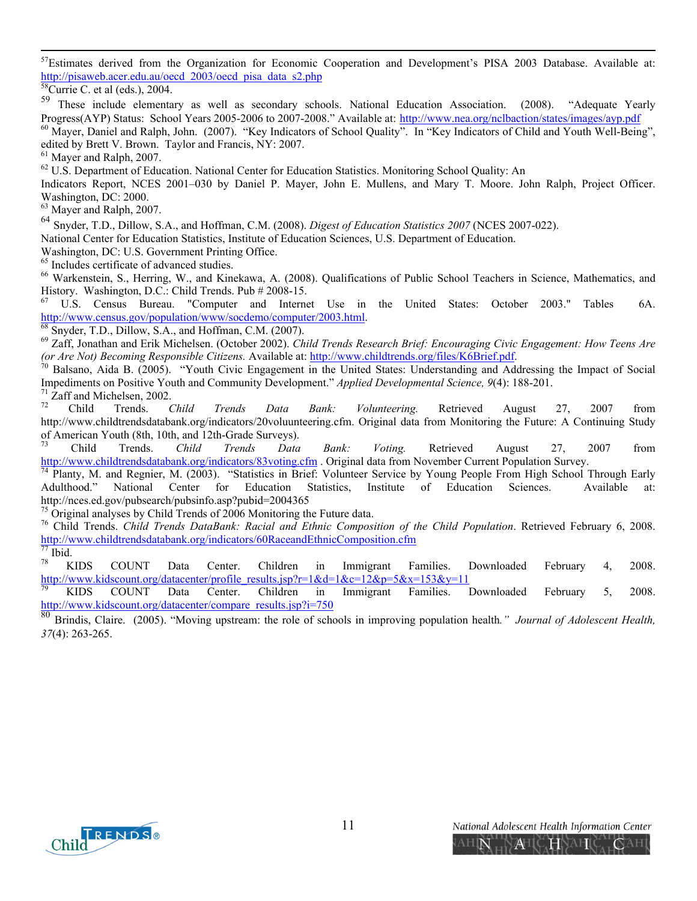[57]Estimates derived from the Organization for Economic Cooperation and Development's PISA 2003 Database. Available at: http://pisaweb.acer.edu.au/oecd_2003/oecd_pisa_data_s2.php

[58]Currie C. et al (eds.), 2004.

[59] These include elementary as well as secondary schools. National Education Association. (2008). "Adequate Yearly Progress(AYP) Status: School Years 2005-2006 to 2007-2008." Available at: http://www.nea.org/nclbaction/states/images/ayp.pdf

[60] Mayer, Daniel and Ralph, John. (2007). "Key Indicators of School Quality". In "Key Indicators of Child and Youth Well-Being", edited by Brett V. Brown. Taylor and Francis, NY: 2007.

[61] Mayer and Ralph, 2007.

[62] U.S. Department of Education. National Center for Education Statistics. Monitoring School Quality: An Indicators Report, NCES 2001–030 by Daniel P. Mayer, John E. Mullens, and Mary T. Moore. John Ralph, Project Officer. Washington, DC: 2000.

[63] Mayer and Ralph, 2007.

[64] Snyder, T.D., Dillow, S.A., and Hoffman, C.M. (2008). *Digest of Education Statistics 2007* (NCES 2007-022). National Center for Education Statistics, Institute of Education Sciences, U.S. Department of Education. Washington, DC: U.S. Government Printing Office.

[65] Includes certificate of advanced studies.

[66] Warkenstein, S., Herring, W., and Kinekawa, A. (2008). Qualifications of Public School Teachers in Science, Mathematics, and History. Washington, D.C.: Child Trends. Pub # 2008-15.

[67] U.S. Census Bureau. "Computer and Internet Use in the United States: October 2003." Tables 6A. http://www.census.gov/population/www/socdemo/computer/2003.html.

[68] Snyder, T.D., Dillow, S.A., and Hoffman, C.M. (2007).

[69] Zaff, Jonathan and Erik Michelsen. (October 2002). *Child Trends Research Brief: Encouraging Civic Engagement: How Teens Are (or Are Not) Becoming Responsible Citizens.* Available at: http://www.childtrends.org/files/K6Brief.pdf.

[70] Balsano, Aida B. (2005). "Youth Civic Engagement in the United States: Understanding and Addressing the Impact of Social Impediments on Positive Youth and Community Development." *Applied Developmental Science, 9*(4): 188-201.

[71] Zaff and Michelsen, 2002.

[72] Child Trends. *Child Trends Data Bank: Volunteering.* Retrieved August 27, 2007 from http://www.childtrendsdatabank.org/indicators/20voluunteering.cfm. Original data from Monitoring the Future: A Continuing Study of American Youth (8th, 10th, and 12th-Grade Surveys).

[73] Child Trends. *Child Trends Data Bank: Voting.* Retrieved August 27, 2007 from http://www.childtrendsdatabank.org/indicators/83voting.cfm . Original data from November Current Population Survey.

[74] Planty, M. and Regnier, M. (2003). "Statistics in Brief: Volunteer Service by Young People From High School Through Early Adulthood." National Center for Education Statistics, Institute of Education Sciences. Available at: http://nces.ed.gov/pubsearch/pubsinfo.asp?pubid=2004365

[75] Original analyses by Child Trends of 2006 Monitoring the Future data.

[76] Child Trends. *Child Trends DataBank: Racial and Ethnic Composition of the Child Population*. Retrieved February 6, 2008. http://www.childtrendsdatabank.org/indicators/60RaceandEthnicComposition.cfm

[77] Ibid.

[78] KIDS COUNT Data Center. Children in Immigrant Families. Downloaded February 4, 2008. http://www.kidscount.org/datacenter/profile_results.jsp?r=1&d=1&c=12&p=5&x=153&y=11

[79] KIDS COUNT Data Center. Children in Immigrant Families. Downloaded February 5, 2008. http://www.kidscount.org/datacenter/compare_results.jsp?i=750

[80] Brindis, Claire. (2005). "Moving upstream: the role of schools in improving population health*." Journal of Adolescent Health, 37*(4): 263-265.